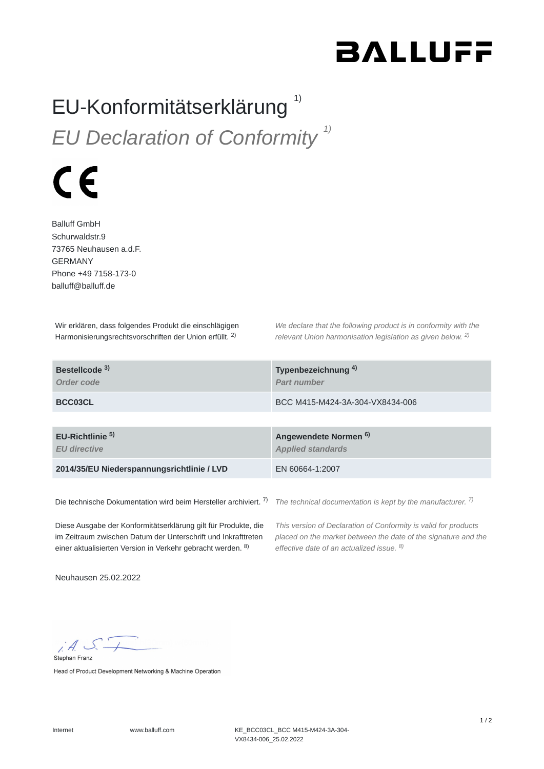BALLUFF

# EU-Konformitätserklärung [1)]

# *EU Declaration of Conformity [1)]*

CE

Balluff GmbH
Schurwaldstr.9
73765 Neuhausen a.d.F.
GERMANY
Phone +49 7158-173-0
balluff@balluff.de

Wir erklären, dass folgendes Produkt die einschlägigen Harmonisierungsrechtsvorschriften der Union erfüllt. [2)]

*We declare that the following product is in conformity with the relevant Union harmonisation legislation as given below. [2)]*

| **Bestellcode [3)]** *Order code* | **Typenbezeichnung [4)]** *Part number* |
|---|---|
| **BCC03CL** | BCC M415-M424-3A-304-VX8434-006 |

| **EU-Richtlinie [5)]** *EU directive* | **Angewendete Normen [6)]** *Applied standards* |
|---|---|
| **2014/35/EU Niederspannungsrichtlinie / LVD** | EN 60664-1:2007 |

Die technische Dokumentation wird beim Hersteller archiviert. [7)]

*The technical documentation is kept by the manufacturer. [7)]*

Diese Ausgabe der Konformitätserklärung gilt für Produkte, die im Zeitraum zwischen Datum der Unterschrift und Inkrafttreten einer aktualisierten Version in Verkehr gebracht werden. [8)]

*This version of Declaration of Conformity is valid for products placed on the market between the date of the signature and the effective date of an actualized issue. [8)]*

Neuhausen 25.02.2022

i.A. S. F.

Stephan Franz

Head of Product Development Networking & Machine Operation

Internet www.balluff.com KE_BCC03CL_BCC M415-M424-3A-304-VX8434-006_25.02.2022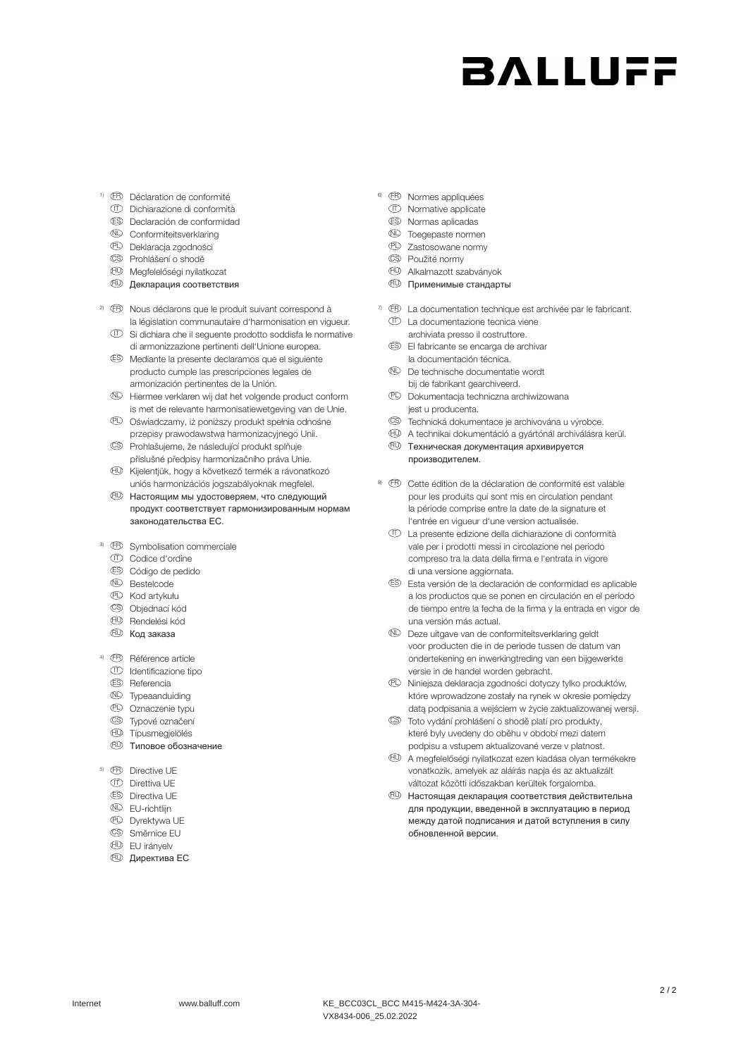BALLUFF

1) (FR) Déclaration de conformité
(IT) Dichiarazione di conformità
(ES) Declaración de conformidad
(NL) Conformiteitsverklaring
(PL) Deklaracja zgodności
(CS) Prohlášení o shodě
(HU) Megfelelőségi nyilatkozat
(RU) Декларация соответствия

2) (FR) Nous déclarons que le produit suivant correspond à la législation communautaire d'harmonisation en vigueur.
(IT) Si dichiara che il seguente prodotto soddisfa le normative di armonizzazione pertinenti dell'Unione europea.
(ES) Mediante la presente declaramos que el siguiente producto cumple las prescripciones legales de armonización pertinentes de la Unión.
(NL) Hiermee verklaren wij dat het volgende product conform is met de relevante harmonisatiewetgeving van de Unie.
(PL) Oświadczamy, iż poniższy produkt spełnia odnośne przepisy prawodawstwa harmonizacyjnego Unii.
(CS) Prohlašujeme, že následující produkt splňuje příslušné předpisy harmonizačního práva Unie.
(HU) Kijelentjük, hogy a következő termék a rávonatkozó uniós harmonizációs jogszabályoknak megfelel.
(RU) Настоящим мы удостоверяем, что следующий продукт соответствует гармонизированным нормам законодательства ЕС.

3) (FR) Symbolisation commerciale
(IT) Codice d'ordine
(ES) Código de pedido
(NL) Bestelcode
(PL) Kod artykułu
(CS) Objednací kód
(HU) Rendelési kód
(RU) Код заказа

4) (FR) Référence article
(IT) Identificazione tipo
(ES) Referencia
(NL) Typeaanduiding
(PL) Oznaczenie typu
(CS) Typové označení
(HU) Típusmegjelölés
(RU) Типовое обозначение

5) (FR) Directive UE
(IT) Direttiva UE
(ES) Directiva UE
(NL) EU-richtlijn
(PL) Dyrektywa UE
(CS) Směrnice EU
(HU) EU irányelv
(RU) Директива ЕС

6) (FR) Normes appliquées
(IT) Normative applicate
(ES) Normas aplicadas
(NL) Toegepaste normen
(PL) Zastosowane normy
(CS) Použité normy
(HU) Alkalmazott szabványok
(RU) Применимые стандарты

7) (FR) La documentation technique est archivée par le fabricant.
(IT) La documentazione tecnica viene archiviata presso il costruttore.
(ES) El fabricante se encarga de archivar la documentación técnica.
(NL) De technische documentatie wordt bij de fabrikant gearchiveerd.
(PL) Dokumentacja techniczna archiwizowana jest u producenta.
(CS) Technická dokumentace je archivována u výrobce.
(HU) A technikai dokumentáció a gyártónál archiválásra kerül.
(RU) Техническая документация архивируется производителем.

8) (FR) Cette édition de la déclaration de conformité est valable pour les produits qui sont mis en circulation pendant la période comprise entre la date de la signature et l'entrée en vigueur d'une version actualisée.
(IT) La presente edizione della dichiarazione di conformità vale per i prodotti messi in circolazione nel periodo compreso tra la data della firma e l'entrata in vigore di una versione aggiornata.
(ES) Esta versión de la declaración de conformidad es aplicable a los productos que se ponen en circulación en el período de tiempo entre la fecha de la firma y la entrada en vigor de una versión más actual.
(NL) Deze uitgave van de conformiteitsverklaring geldt voor producten die in de periode tussen de datum van ondertekening en inwerkingtreding van een bijgewerkte versie in de handel worden gebracht.
(PL) Niniejsza deklaracja zgodności dotyczy tylko produktów, które wprowadzone zostały na rynek w okresie pomiędzy datą podpisania a wejściem w życie zaktualizowanej wersji.
(CS) Toto vydání prohlášení o shodě platí pro produkty, které byly uvedeny do oběhu v období mezi datem podpisu a vstupem aktualizované verze v platnost.
(HU) A megfelelőségi nyilatkozat ezen kiadása olyan termékekre vonatkozik, amelyek az aláírás napja és az aktualizált változat közötti időszakban kerültek forgalomba.
(RU) Настоящая декларация соответствия действительна для продукции, введенной в эксплуатацию в период между датой подписания и датой вступления в силу обновленной версии.

Internet www.balluff.com

KE_BCC03CL_BCC M415-M424-3A-304-VX8434-006_25.02.2022